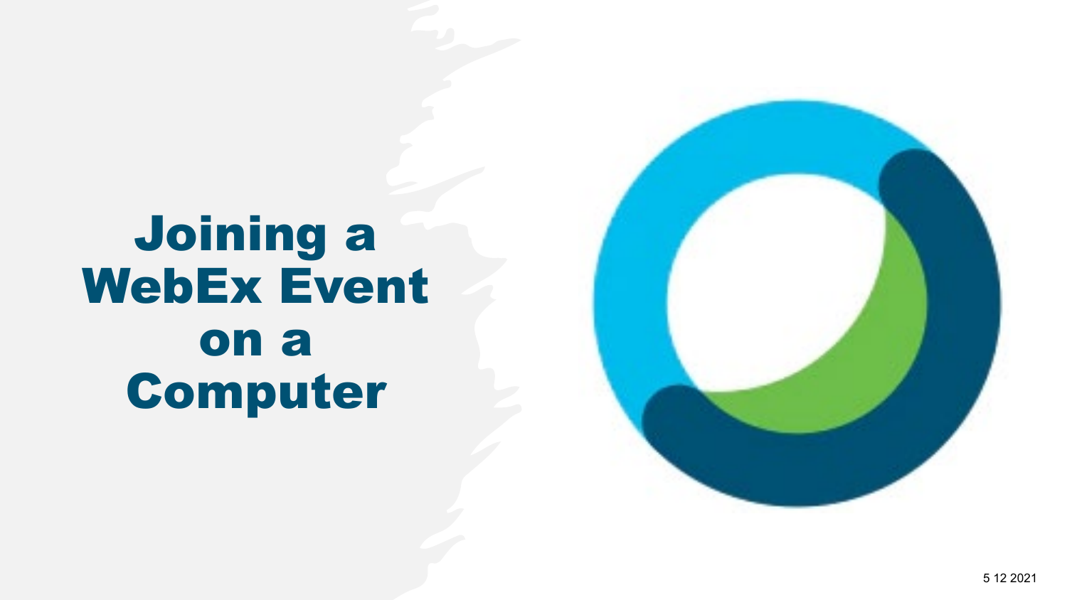# Joining a WebEx Event on a Computer

5 12 2021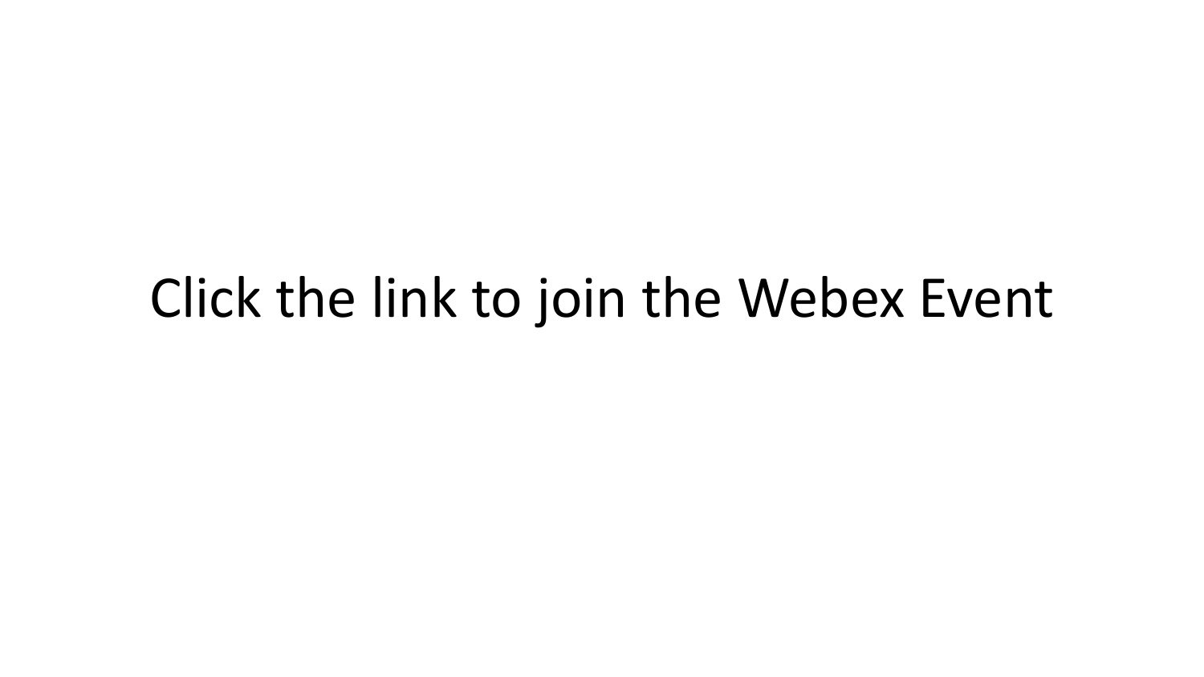Click the link to join the Webex Event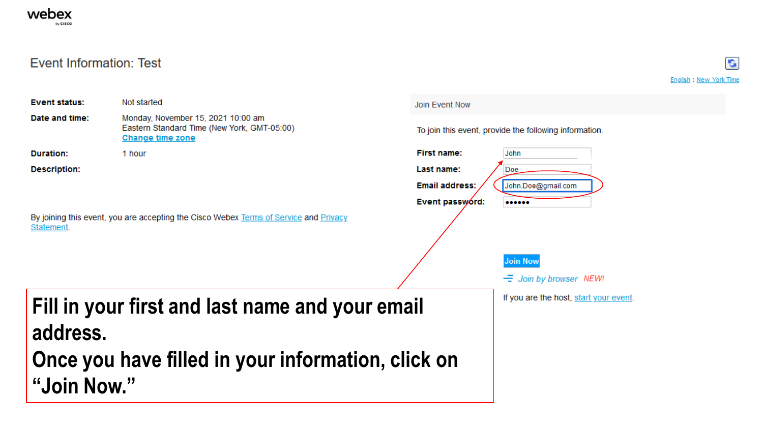webex by cisco

# Event Information: Test

English : New York Time

| | |
|---|---|
| **Event status:** | Not started |
| **Date and time:** | Monday, November 15, 2021 10:00 am Eastern Standard Time (New York, GMT-05:00) Change time zone |
| **Duration:** | 1 hour |
| **Description:** | |

By joining this event, you are accepting the Cisco Webex Terms of Service and Privacy Statement.

## Join Event Now

To join this event, provide the following information.

| | |
|---|---|
| **First name:** | John |
| **Last name:** | Doe |
| **Email address:** | John.Doe@gmail.com |
| **Event password:** | •••••• |

Join Now

Join by browser NEW!

If you are the host, start your event.

**Fill in your first and last name and your email address.**
**Once you have filled in your information, click on "Join Now."**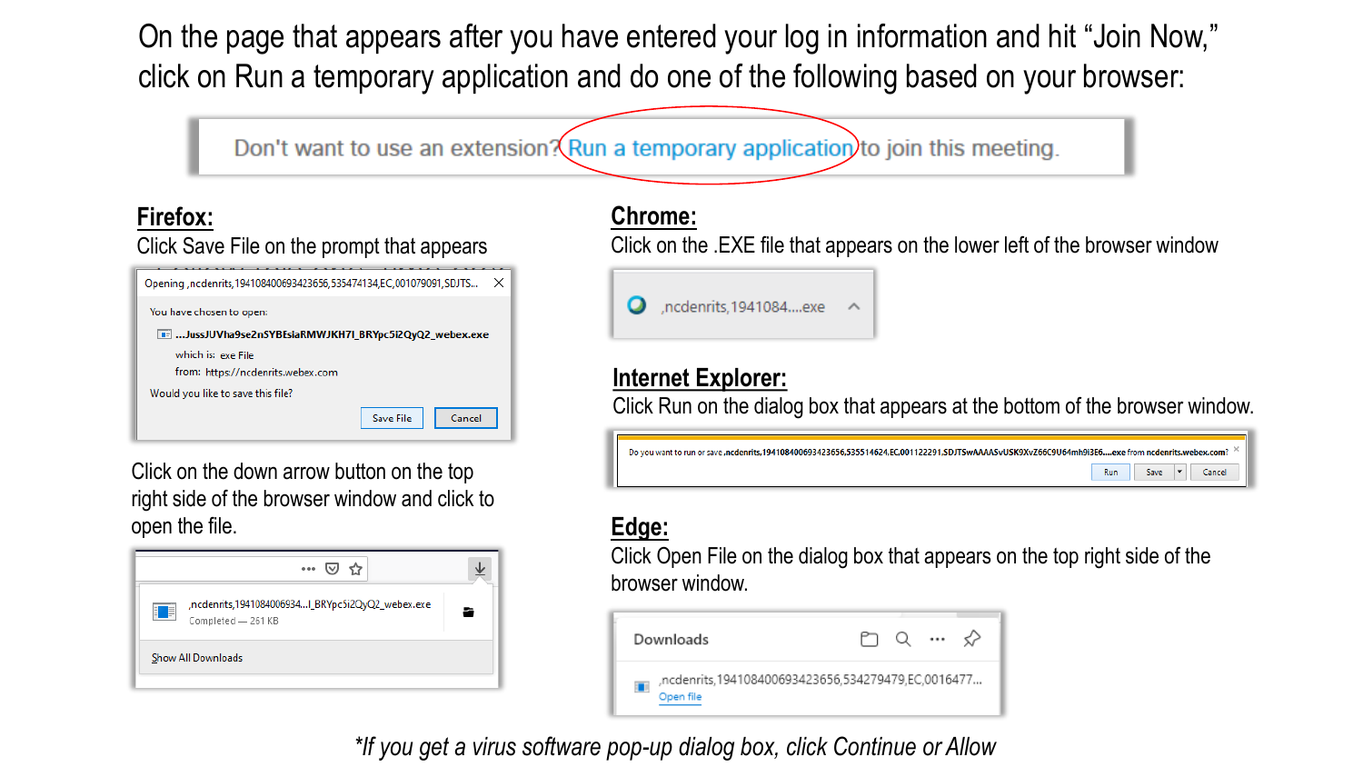On the page that appears after you have entered your log in information and hit “Join Now,” click on Run a temporary application and do one of the following based on your browser:

Don't want to use an extension? Run a temporary application to join this meeting.

## Firefox:

Click Save File on the prompt that appears

Click on the down arrow button on the top right side of the browser window and click to open the file.

## Chrome:

Click on the .EXE file that appears on the lower left of the browser window

## Internet Explorer:

Click Run on the dialog box that appears at the bottom of the browser window.

## Edge:

Click Open File on the dialog box that appears on the top right side of the browser window.

*\*If you get a virus software pop-up dialog box, click Continue or Allow*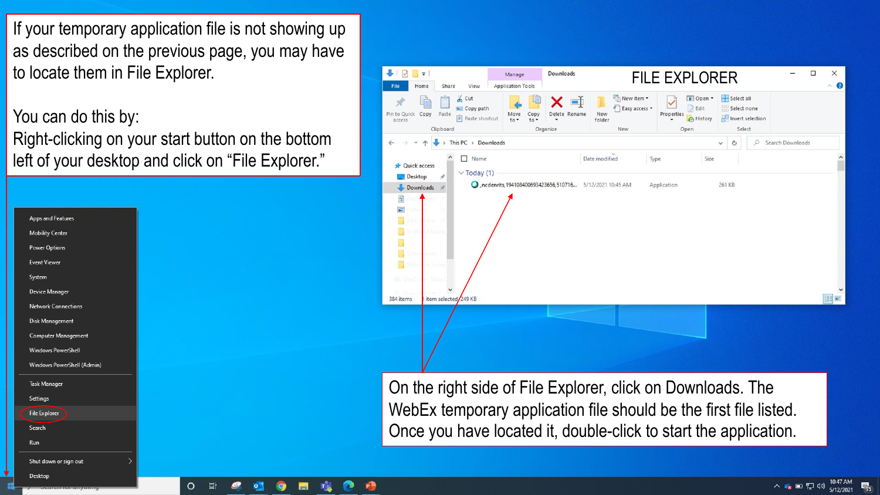If your temporary application file is not showing up as described on the previous page, you may have to locate them in File Explorer.

You can do this by:
Right-clicking on your start button on the bottom left of your desktop and click on "File Explorer."

FILE EXPLORER

On the right side of File Explorer, click on Downloads. The WebEx temporary application file should be the first file listed. Once you have located it, double-click to start the application.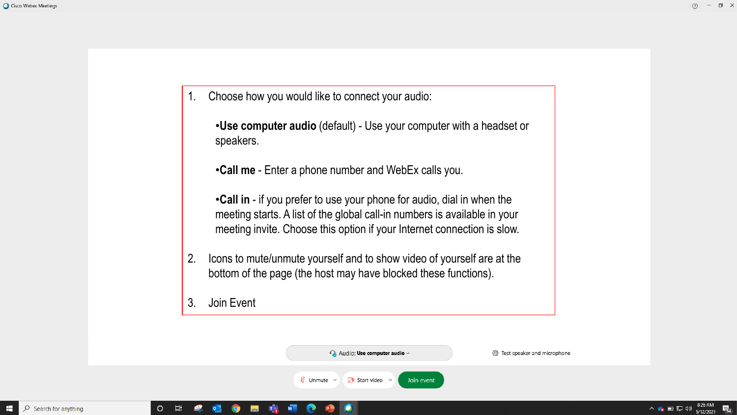1. Choose how you would like to connect your audio:

   •**Use computer audio** (default) - Use your computer with a headset or speakers.

   •**Call me** - Enter a phone number and WebEx calls you.

   •**Call in** - if you prefer to use your phone for audio, dial in when the meeting starts. A list of the global call-in numbers is available in your meeting invite. Choose this option if your Internet connection is slow.

2. Icons to mute/unmute yourself and to show video of yourself are at the bottom of the page (the host may have blocked these functions).

3. Join Event

Audio: **Use computer audio**

Test speaker and microphone

Unmute

Start video

Join event